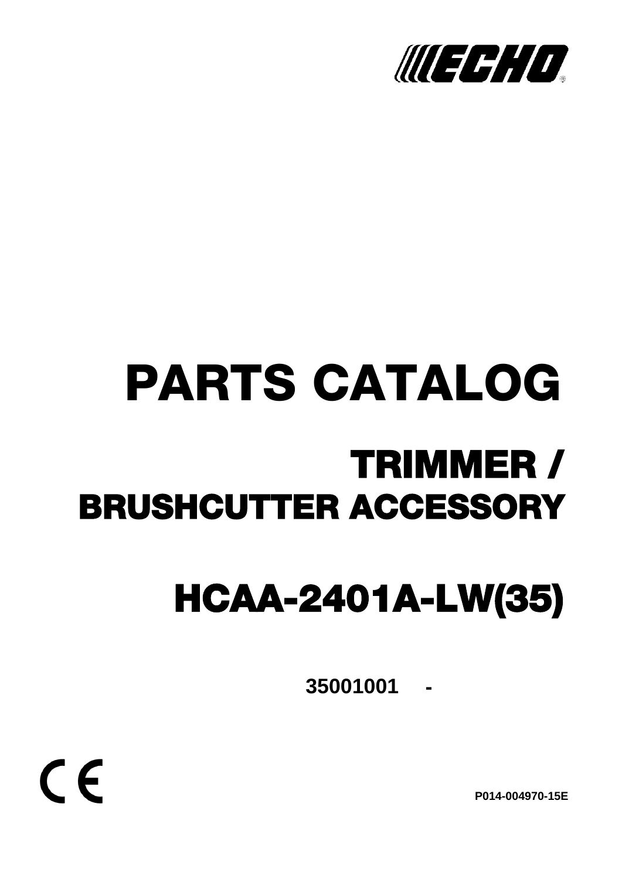ECHO®

# PARTS CATALOG

## TRIMMER / BRUSHCUTTER ACCESSORY

## HCAA-2401A-LW(35)

**35001001 -**

CE

**P014-004970-15E**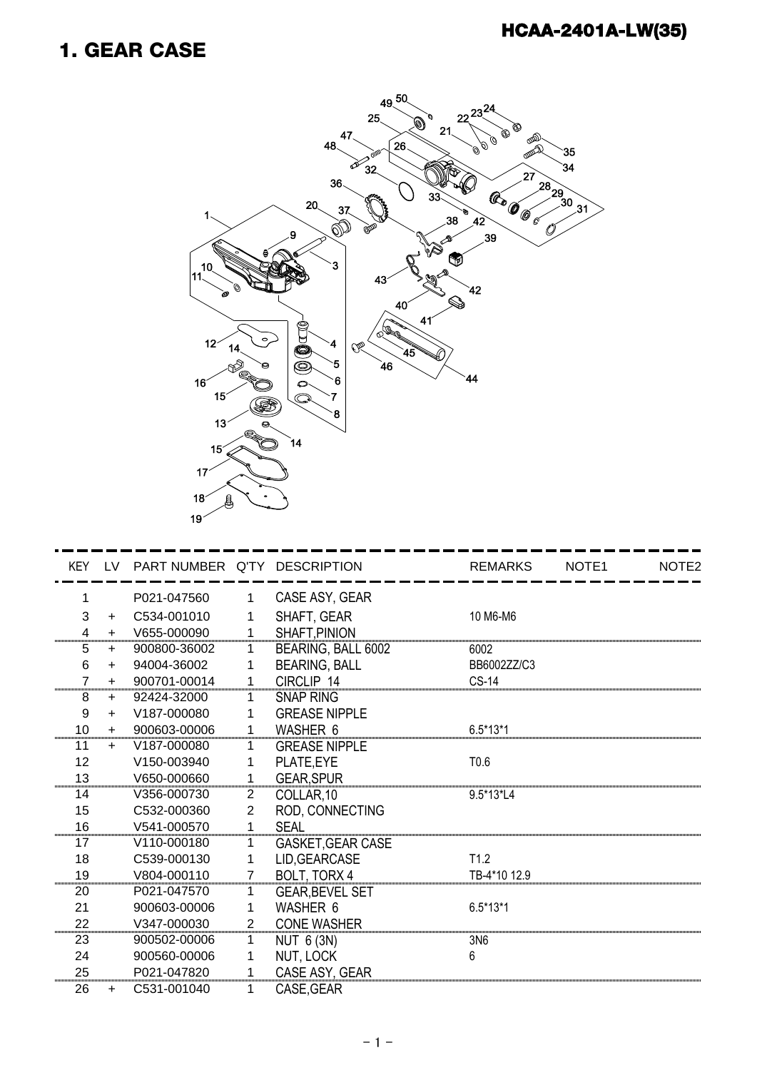# 1. GEAR CASE

HCAA-2401A-LW(35)

| KEY | LV | PART NUMBER | Q'TY | DESCRIPTION | REMARKS | NOTE1 | NOTE2 |
|---|---|---|---|---|---|---|---|
| 1 | | P021-047560 | 1 | CASE ASY, GEAR | | | |
| 3 | + | C534-001010 | 1 | SHAFT, GEAR | 10 M6-M6 | | |
| 4 | + | V655-000090 | 1 | SHAFT,PINION | | | |
| 5 | + | 900800-36002 | 1 | BEARING, BALL 6002 | 6002 | | |
| 6 | + | 94004-36002 | 1 | BEARING, BALL | BB6002ZZ/C3 | | |
| 7 | + | 900701-00014 | 1 | CIRCLIP 14 | CS-14 | | |
| 8 | + | 92424-32000 | 1 | SNAP RING | | | |
| 9 | + | V187-000080 | 1 | GREASE NIPPLE | | | |
| 10 | + | 900603-00006 | 1 | WASHER 6 | 6.5*13*1 | | |
| 11 | + | V187-000080 | 1 | GREASE NIPPLE | | | |
| 12 | | V150-003940 | 1 | PLATE,EYE | T0.6 | | |
| 13 | | V650-000660 | 1 | GEAR,SPUR | | | |
| 14 | | V356-000730 | 2 | COLLAR,10 | 9.5*13*L4 | | |
| 15 | | C532-000360 | 2 | ROD, CONNECTING | | | |
| 16 | | V541-000570 | 1 | SEAL | | | |
| 17 | | V110-000180 | 1 | GASKET,GEAR CASE | | | |
| 18 | | C539-000130 | 1 | LID,GEARCASE | T1.2 | | |
| 19 | | V804-000110 | 7 | BOLT, TORX 4 | TB-4*10 12.9 | | |
| 20 | | P021-047570 | 1 | GEAR,BEVEL SET | | | |
| 21 | | 900603-00006 | 1 | WASHER 6 | 6.5*13*1 | | |
| 22 | | V347-000030 | 2 | CONE WASHER | | | |
| 23 | | 900502-00006 | 1 | NUT 6 (3N) | 3N6 | | |
| 24 | | 900560-00006 | 1 | NUT, LOCK | 6 | | |
| 25 | | P021-047820 | 1 | CASE ASY, GEAR | | | |
| 26 | + | C531-001040 | 1 | CASE,GEAR | | | |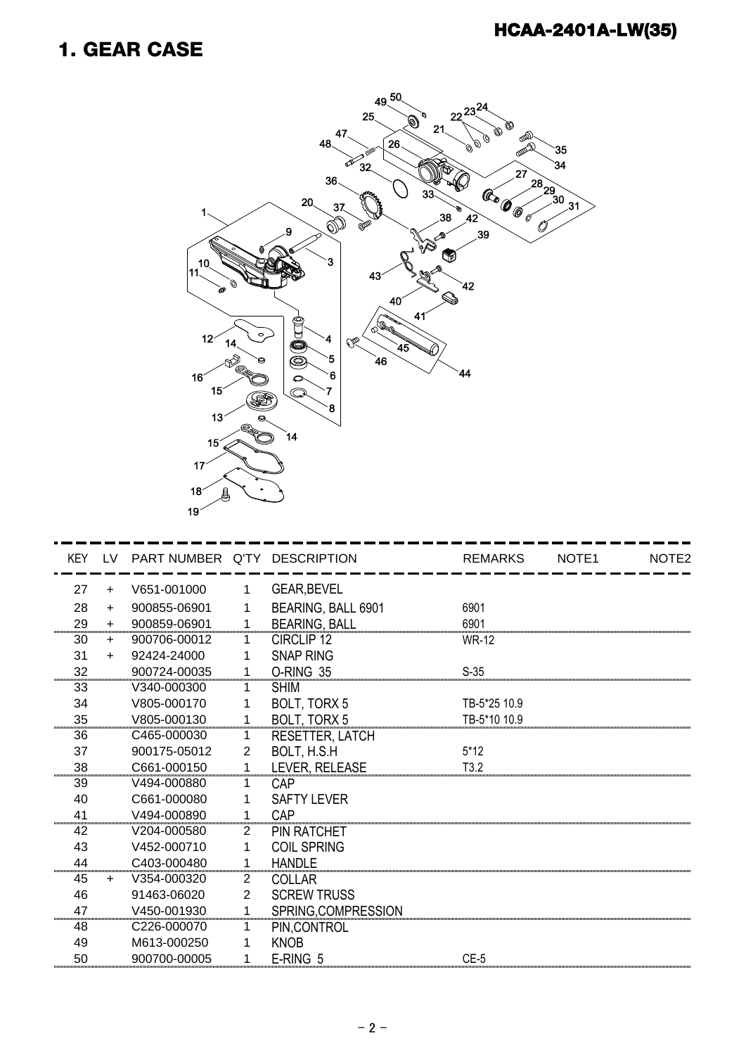**HCAA-2401A-LW(35)**

# 1. GEAR CASE

| KEY | LV | PART NUMBER | Q'TY | DESCRIPTION | REMARKS | NOTE1 | NOTE2 |
|---|---|---|---|---|---|---|---|
| 27 | + | V651-001000 | 1 | GEAR,BEVEL | | | |
| 28 | + | 900855-06901 | 1 | BEARING, BALL 6901 | 6901 | | |
| 29 | + | 900859-06901 | 1 | BEARING, BALL | 6901 | | |
| 30 | + | 900706-00012 | 1 | CIRCLIP 12 | WR-12 | | |
| 31 | + | 92424-24000 | 1 | SNAP RING | | | |
| 32 | | 900724-00035 | 1 | O-RING 35 | S-35 | | |
| 33 | | V340-000300 | 1 | SHIM | | | |
| 34 | | V805-000170 | 1 | BOLT, TORX 5 | TB-5*25 10.9 | | |
| 35 | | V805-000130 | 1 | BOLT, TORX 5 | TB-5*10 10.9 | | |
| 36 | | C465-000030 | 1 | RESETTER, LATCH | | | |
| 37 | | 900175-05012 | 2 | BOLT, H.S.H | 5*12 | | |
| 38 | | C661-000150 | 1 | LEVER, RELEASE | T3.2 | | |
| 39 | | V494-000880 | 1 | CAP | | | |
| 40 | | C661-000080 | 1 | SAFTY LEVER | | | |
| 41 | | V494-000890 | 1 | CAP | | | |
| 42 | | V204-000580 | 2 | PIN RATCHET | | | |
| 43 | | V452-000710 | 1 | COIL SPRING | | | |
| 44 | | C403-000480 | 1 | HANDLE | | | |
| 45 | + | V354-000320 | 2 | COLLAR | | | |
| 46 | | 91463-06020 | 2 | SCREW TRUSS | | | |
| 47 | | V450-001930 | 1 | SPRING,COMPRESSION | | | |
| 48 | | C226-000070 | 1 | PIN,CONTROL | | | |
| 49 | | M613-000250 | 1 | KNOB | | | |
| 50 | | 900700-00005 | 1 | E-RING 5 | CE-5 | | |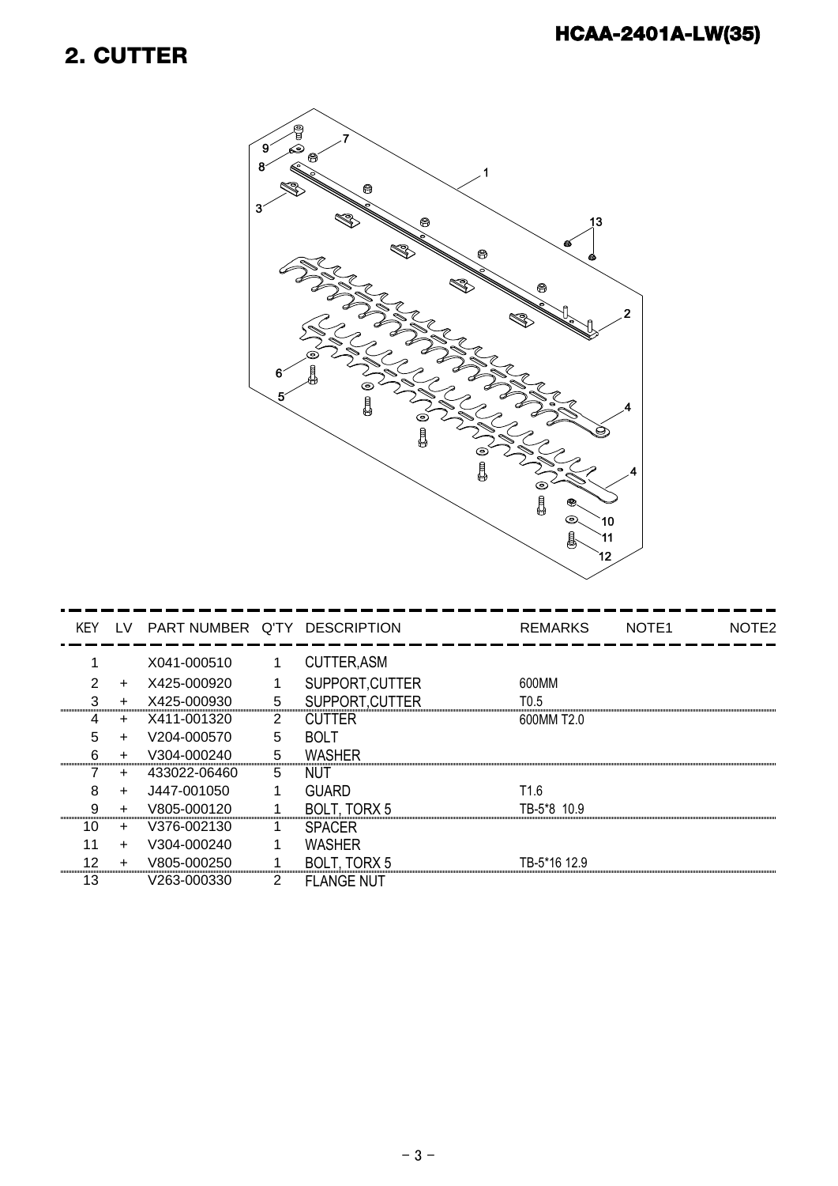## 2. CUTTER

HCAA-2401A-LW(35)

| KEY | LV | PART NUMBER | Q'TY | DESCRIPTION | REMARKS | NOTE1 | NOTE2 |
|---|---|---|---|---|---|---|---|
| 1 | | X041-000510 | 1 | CUTTER,ASM | | | |
| 2 | + | X425-000920 | 1 | SUPPORT,CUTTER | 600MM | | |
| 3 | + | X425-000930 | 5 | SUPPORT,CUTTER | T0.5 | | |
| 4 | + | X411-001320 | 2 | CUTTER | 600MM T2.0 | | |
| 5 | + | V204-000570 | 5 | BOLT | | | |
| 6 | + | V304-000240 | 5 | WASHER | | | |
| 7 | + | 433022-06460 | 5 | NUT | | | |
| 8 | + | J447-001050 | 1 | GUARD | T1.6 | | |
| 9 | + | V805-000120 | 1 | BOLT, TORX 5 | TB-5*8 10.9 | | |
| 10 | + | V376-002130 | 1 | SPACER | | | |
| 11 | + | V304-000240 | 1 | WASHER | | | |
| 12 | + | V805-000250 | 1 | BOLT, TORX 5 | TB-5*16 12.9 | | |
| 13 | | V263-000330 | 2 | FLANGE NUT | | | |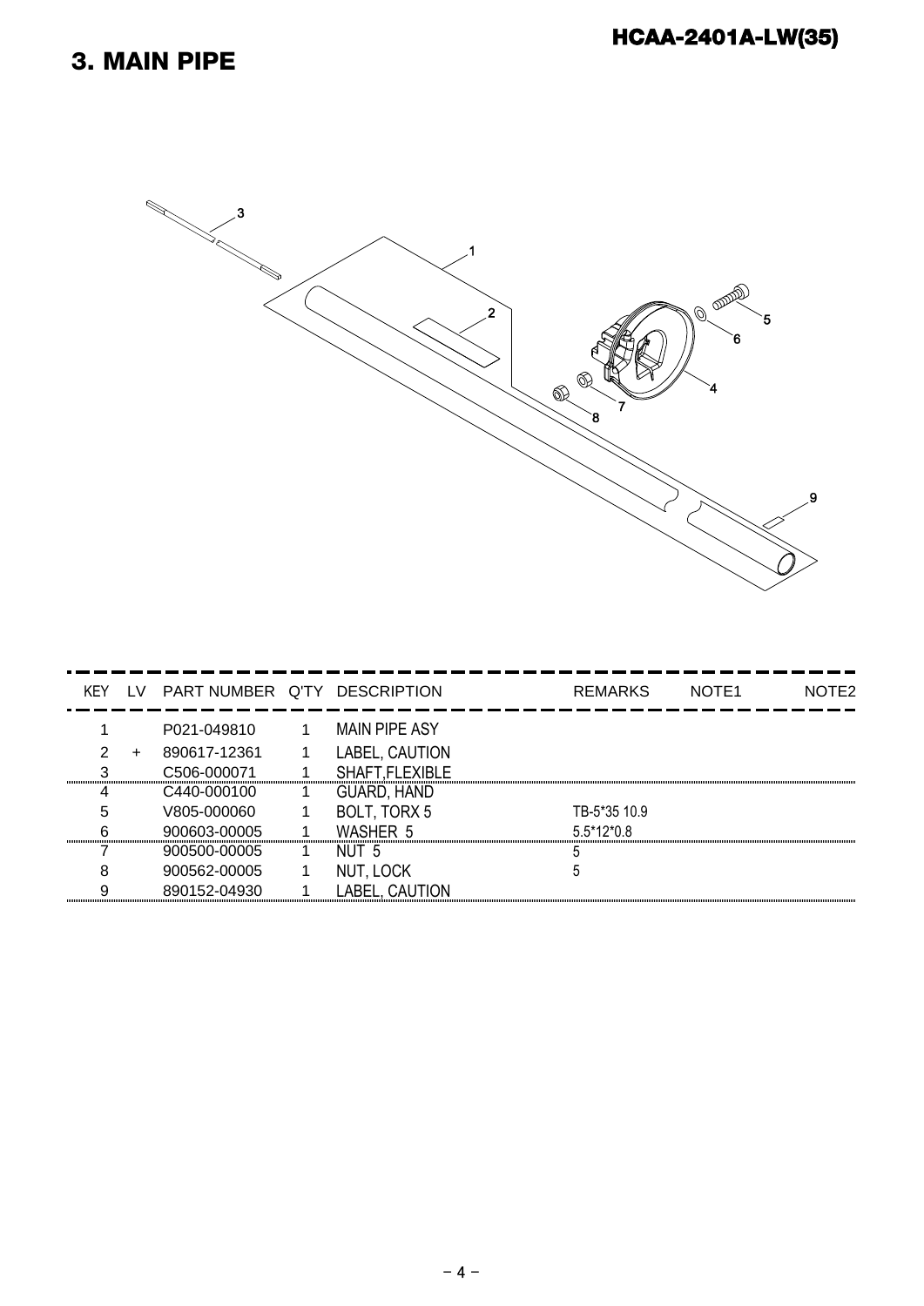# 3. MAIN PIPE

| KEY | LV | PART NUMBER | Q'TY | DESCRIPTION | REMARKS | NOTE1 | NOTE2 |
|---|---|---|---|---|---|---|---|
| 1 | | P021-049810 | 1 | MAIN PIPE ASY | | | |
| 2 | + | 890617-12361 | 1 | LABEL, CAUTION | | | |
| 3 | | C506-000071 | 1 | SHAFT,FLEXIBLE | | | |
| 4 | | C440-000100 | 1 | GUARD, HAND | | | |
| 5 | | V805-000060 | 1 | BOLT, TORX 5 | TB-5*35 10.9 | | |
| 6 | | 900603-00005 | 1 | WASHER 5 | 5.5*12*0.8 | | |
| 7 | | 900500-00005 | 1 | NUT 5 | 5 | | |
| 8 | | 900562-00005 | 1 | NUT, LOCK | 5 | | |
| 9 | | 890152-04930 | 1 | LABEL, CAUTION | | | |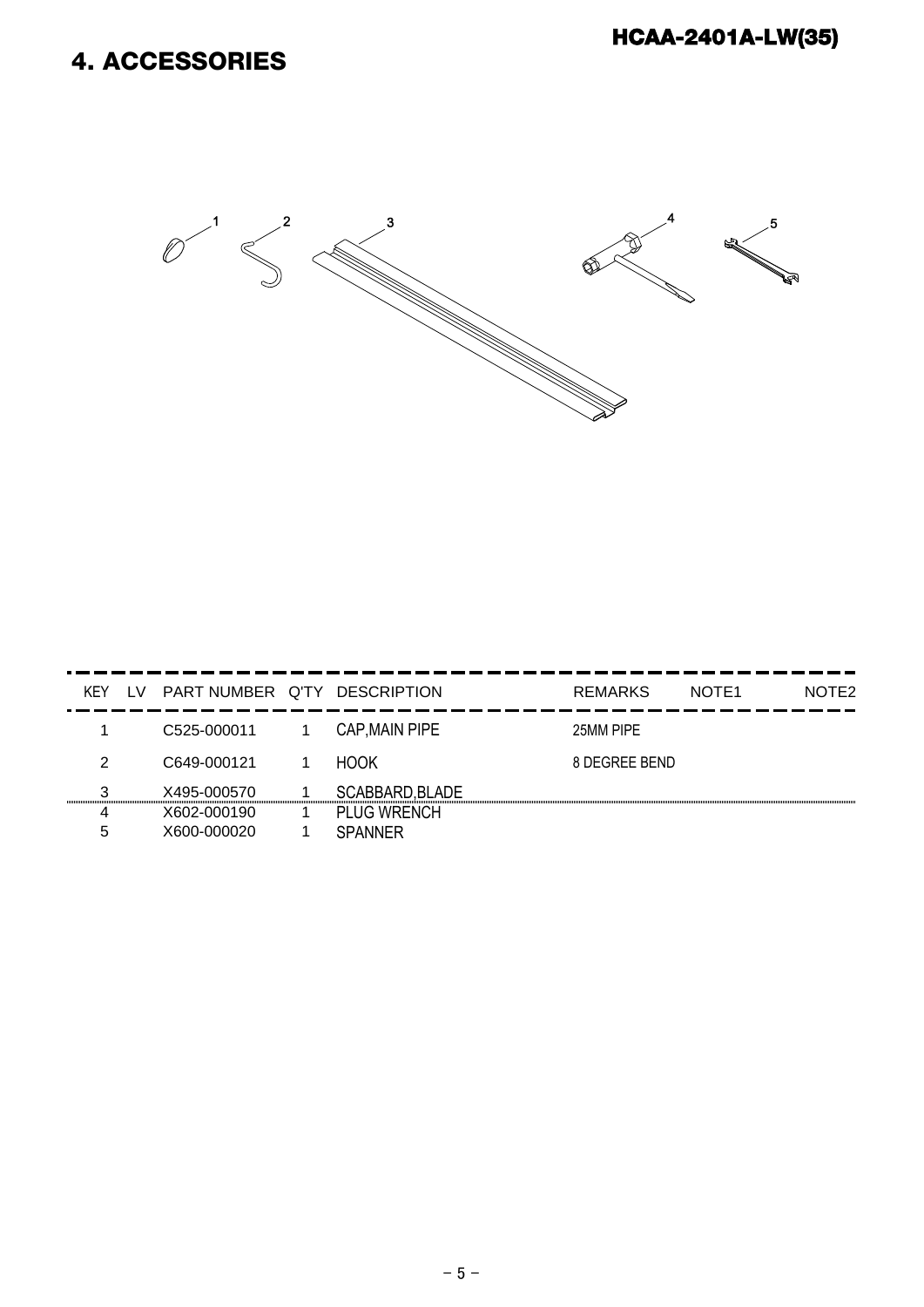## HCAA-2401A-LW(35)

# 4. ACCESSORIES

| KEY | LV | PART NUMBER | Q'TY | DESCRIPTION | REMARKS | NOTE1 | NOTE2 |
|---|---|---|---|---|---|---|---|
| 1 | | C525-000011 | 1 | CAP,MAIN PIPE | 25MM PIPE | | |
| 2 | | C649-000121 | 1 | HOOK | 8 DEGREE BEND | | |
| 3 | | X495-000570 | 1 | SCABBARD,BLADE | | | |
| 4 | | X602-000190 | 1 | PLUG WRENCH | | | |
| 5 | | X600-000020 | 1 | SPANNER | | | |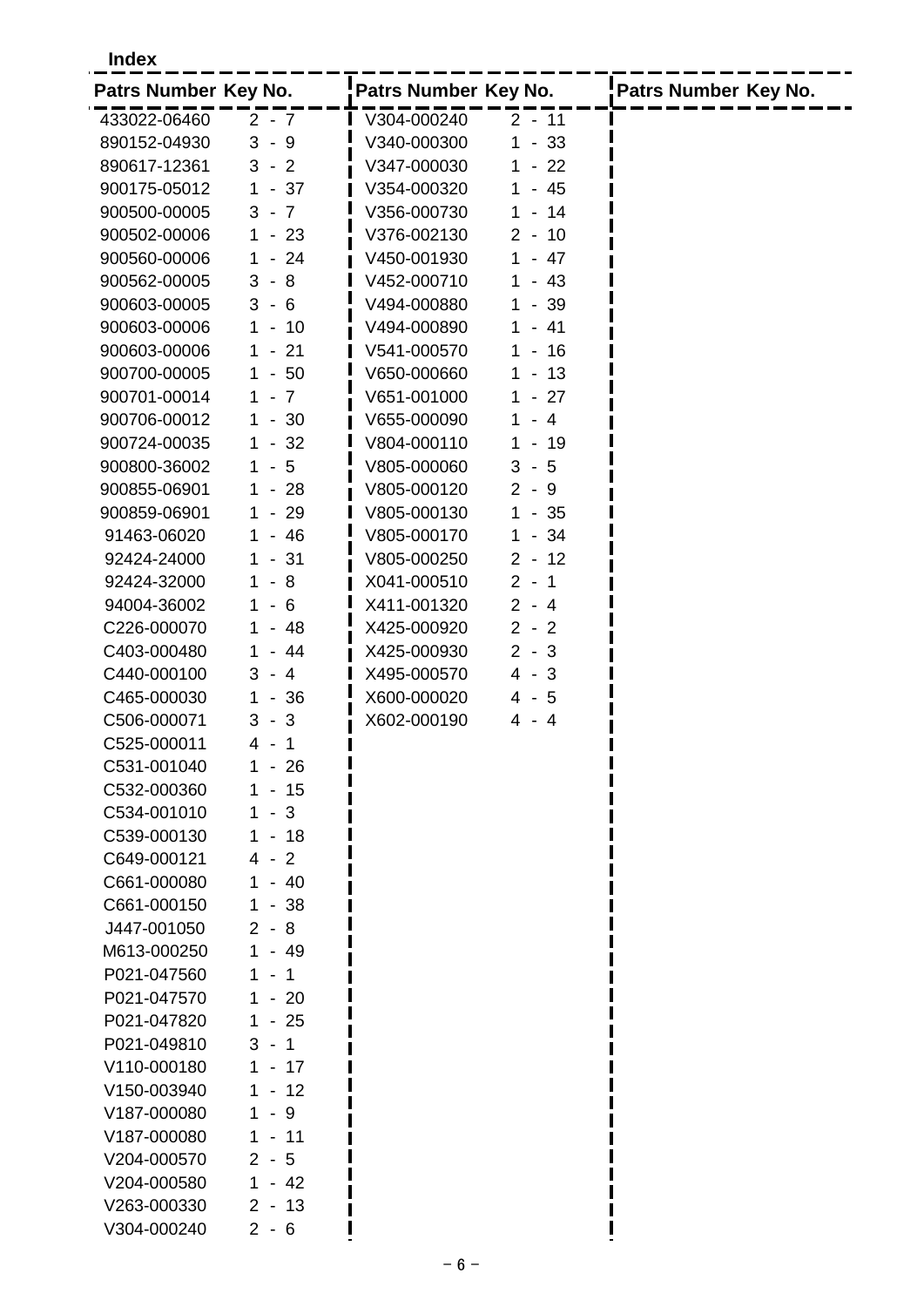**Index**

| Patrs Number | Key No. |
|---|---|
| 433022-06460 | 2 - 7 |
| 890152-04930 | 3 - 9 |
| 890617-12361 | 3 - 2 |
| 900175-05012 | 1 - 37 |
| 900500-00005 | 3 - 7 |
| 900502-00006 | 1 - 23 |
| 900560-00006 | 1 - 24 |
| 900562-00005 | 3 - 8 |
| 900603-00005 | 3 - 6 |
| 900603-00006 | 1 - 10 |
| 900603-00006 | 1 - 21 |
| 900700-00005 | 1 - 50 |
| 900701-00014 | 1 - 7 |
| 900706-00012 | 1 - 30 |
| 900724-00035 | 1 - 32 |
| 900800-36002 | 1 - 5 |
| 900855-06901 | 1 - 28 |
| 900859-06901 | 1 - 29 |
| 91463-06020 | 1 - 46 |
| 92424-24000 | 1 - 31 |
| 92424-32000 | 1 - 8 |
| 94004-36002 | 1 - 6 |
| C226-000070 | 1 - 48 |
| C403-000480 | 1 - 44 |
| C440-000100 | 3 - 4 |
| C465-000030 | 1 - 36 |
| C506-000071 | 3 - 3 |
| C525-000011 | 4 - 1 |
| C531-001040 | 1 - 26 |
| C532-000360 | 1 - 15 |
| C534-001010 | 1 - 3 |
| C539-000130 | 1 - 18 |
| C649-000121 | 4 - 2 |
| C661-000080 | 1 - 40 |
| C661-000150 | 1 - 38 |
| J447-001050 | 2 - 8 |
| M613-000250 | 1 - 49 |
| P021-047560 | 1 - 1 |
| P021-047570 | 1 - 20 |
| P021-047820 | 1 - 25 |
| P021-049810 | 3 - 1 |
| V110-000180 | 1 - 17 |
| V150-003940 | 1 - 12 |
| V187-000080 | 1 - 9 |
| V187-000080 | 1 - 11 |
| V204-000570 | 2 - 5 |
| V204-000580 | 1 - 42 |
| V263-000330 | 2 - 13 |
| V304-000240 | 2 - 6 |
| V304-000240 | 2 - 11 |
| V340-000300 | 1 - 33 |
| V347-000030 | 1 - 22 |
| V354-000320 | 1 - 45 |
| V356-000730 | 1 - 14 |
| V376-002130 | 2 - 10 |
| V450-001930 | 1 - 47 |
| V452-000710 | 1 - 43 |
| V494-000880 | 1 - 39 |
| V494-000890 | 1 - 41 |
| V541-000570 | 1 - 16 |
| V650-000660 | 1 - 13 |
| V651-001000 | 1 - 27 |
| V655-000090 | 1 - 4 |
| V804-000110 | 1 - 19 |
| V805-000060 | 3 - 5 |
| V805-000120 | 2 - 9 |
| V805-000130 | 1 - 35 |
| V805-000170 | 1 - 34 |
| V805-000250 | 2 - 12 |
| X041-000510 | 2 - 1 |
| X411-001320 | 2 - 4 |
| X425-000920 | 2 - 2 |
| X425-000930 | 2 - 3 |
| X495-000570 | 4 - 3 |
| X600-000020 | 4 - 5 |
| X602-000190 | 4 - 4 |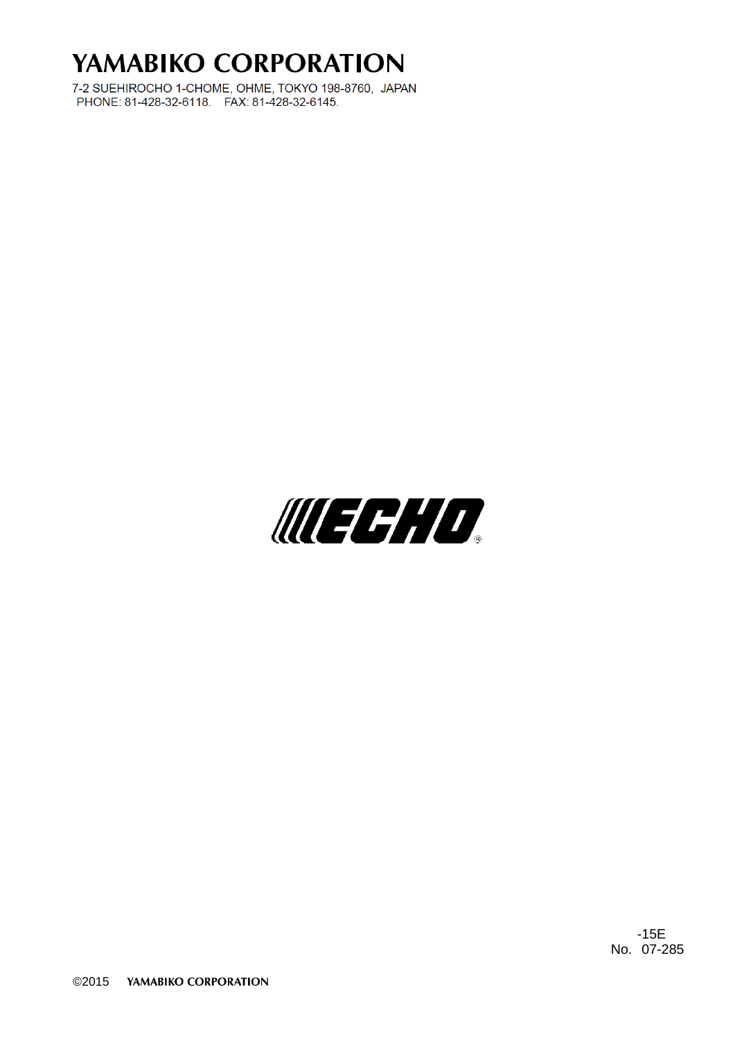# YAMABIKO CORPORATION

7-2 SUEHIROCHO 1-CHOME, OHME, TOKYO 198-8760, JAPAN
PHONE: 81-428-32-6118. FAX: 81-428-32-6145.

ECHO®

-15E
No. 07-285

©2015 YAMABIKO CORPORATION